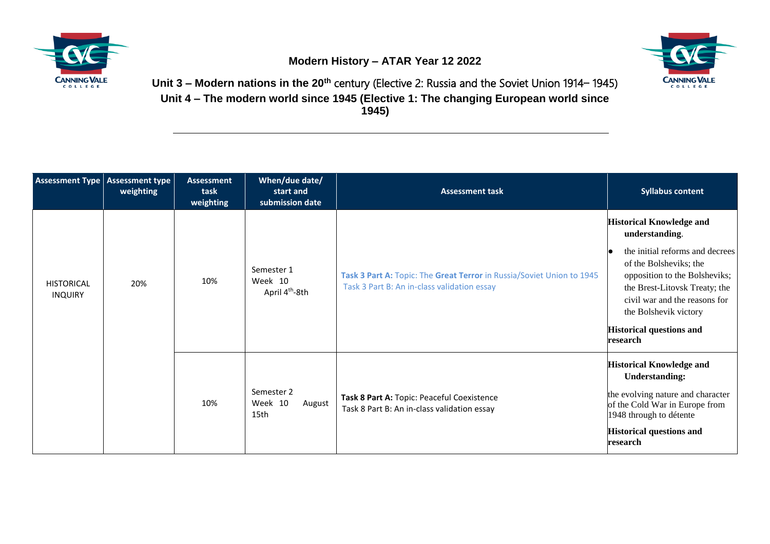# Modern History – ATAR Year 12 2022

## Unit 3 – Modern nations in the 20th century (Elective 2: Russia and the Soviet Union 1914– 1945)

## Unit 4 – The modern world since 1945 (Elective 1: The changing European world since 1945)

| Assessment Type | Assessment type weighting | Assessment task weighting | When/due date/ start and submission date | Assessment task | Syllabus content |
|---|---|---|---|---|---|
| HISTORICAL INQUIRY | 20% | 10% | Semester 1 Week 10 April 4th-8th | **Task 3 Part A:** Topic: The **Great Terror** in Russia/Soviet Union to 1945<br>Task 3 Part B: An in-class validation essay | **Historical Knowledge and understanding**.<br>• the initial reforms and decrees of the Bolsheviks; the opposition to the Bolsheviks; the Brest-Litovsk Treaty; the civil war and the reasons for the Bolshevik victory<br>**Historical questions and research** |
| | | 10% | Semester 2 Week 10 August 15th | **Task 8 Part A:** Topic: Peaceful Coexistence<br>Task 8 Part B: An in-class validation essay | **Historical Knowledge and Understanding:**<br>the evolving nature and character of the Cold War in Europe from 1948 through to détente<br>**Historical questions and research** |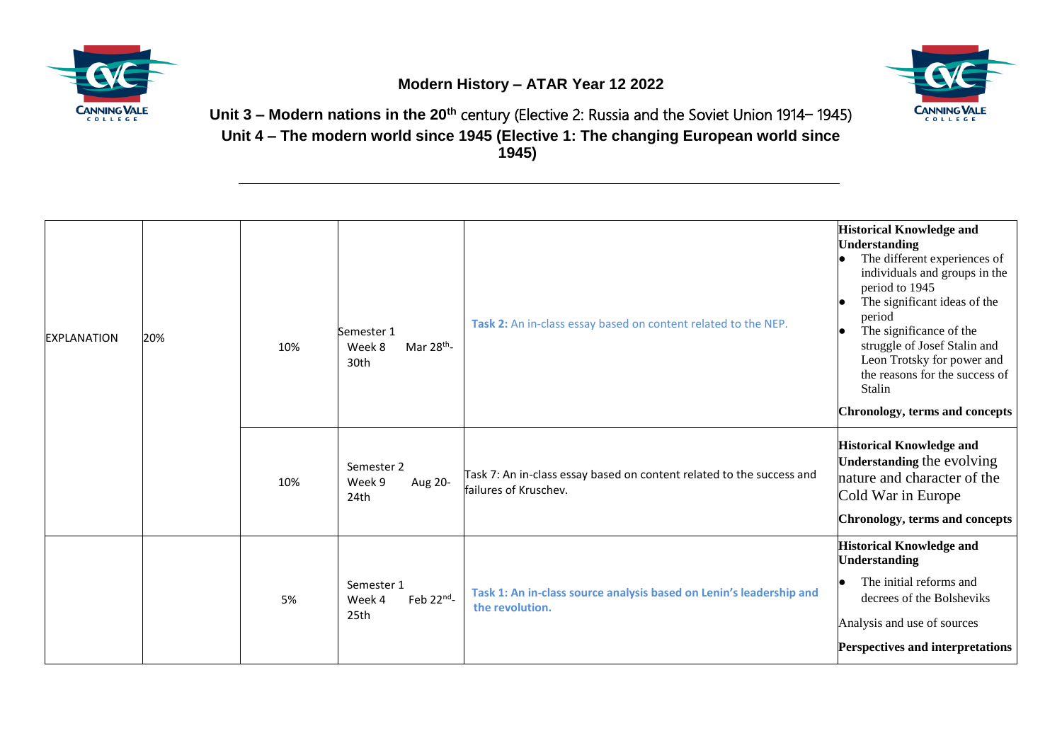**Modern History – ATAR Year 12 2022**

**Unit 3 – Modern nations in the 20th century (Elective 2: Russia and the Soviet Union 1914– 1945)**
**Unit 4 – The modern world since 1945 (Elective 1: The changing European world since 1945)**

| | | | | | |
|---|---|---|---|---|---|
| EXPLANATION | 20% | 10% | Semester 1 Week 8 Mar 28th-30th | **Task 2:** An in-class essay based on content related to the NEP. | **Historical Knowledge and Understanding**<br>• The different experiences of individuals and groups in the period to 1945<br>• The significant ideas of the period<br>• The significance of the struggle of Josef Stalin and Leon Trotsky for power and the reasons for the success of Stalin<br>**Chronology, terms and concepts** |
| | | 10% | Semester 2 Week 9 Aug 20-24th | Task 7: An in-class essay based on content related to the success and failures of Kruschev. | **Historical Knowledge and Understanding** the evolving nature and character of the Cold War in Europe<br>**Chronology, terms and concepts** |
| | | 5% | Semester 1 Week 4 Feb 22nd-25th | **Task 1: An in-class source analysis based on Lenin's leadership and the revolution.** | **Historical Knowledge and Understanding**<br>• The initial reforms and decrees of the Bolsheviks<br>Analysis and use of sources<br>**Perspectives and interpretations** |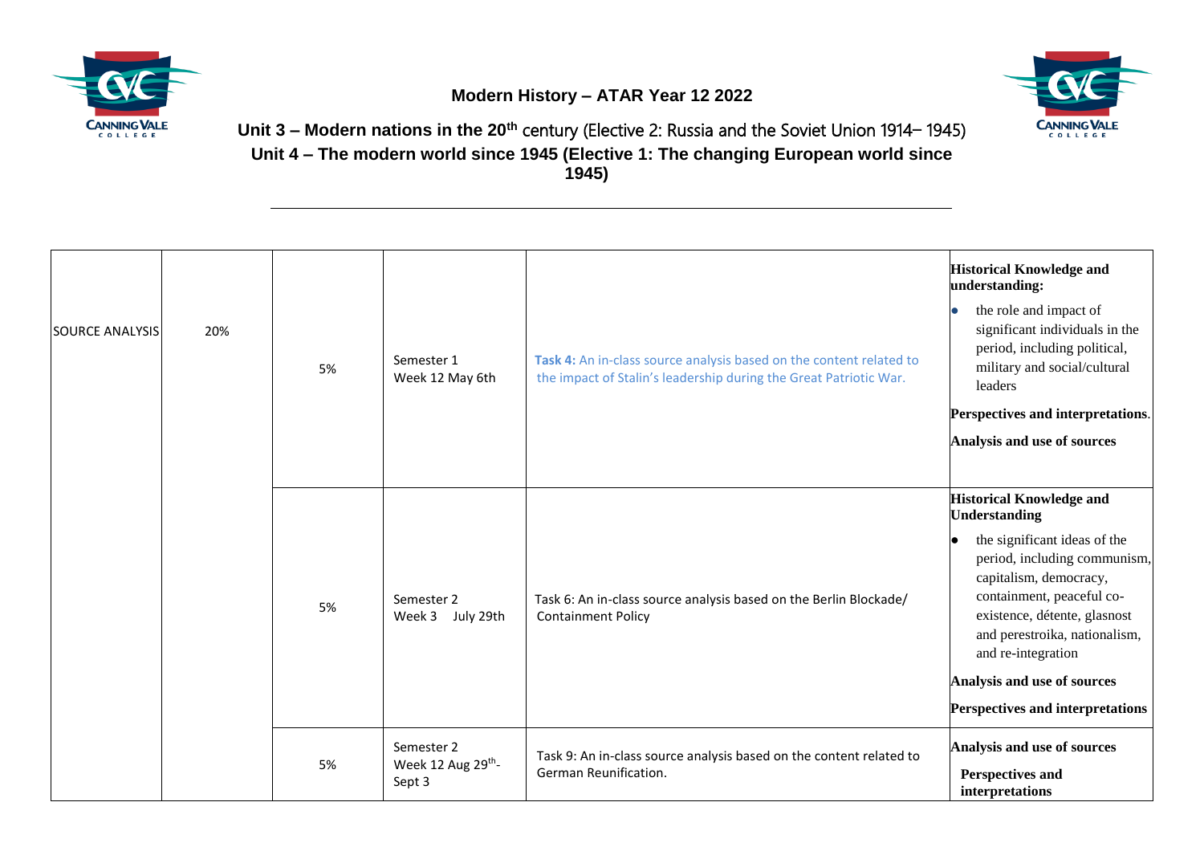**Modern History – ATAR Year 12 2022**

**Unit 3 – Modern nations in the 20th century** (Elective 2: Russia and the Soviet Union 1914– 1945)

**Unit 4 – The modern world since 1945 (Elective 1: The changing European world since 1945)**

| | | | | | |
|---|---|---|---|---|---|
| SOURCE ANALYSIS | 20% | 5% | Semester 1<br>Week 12 May 6th | **Task 4:** An in-class source analysis based on the content related to the impact of Stalin's leadership during the Great Patriotic War. | **Historical Knowledge and understanding:**<br>• the role and impact of significant individuals in the period, including political, military and social/cultural leaders<br>**Perspectives and interpretations**.<br>**Analysis and use of sources** |
| | | 5% | Semester 2<br>Week 3 July 29th | Task 6: An in-class source analysis based on the Berlin Blockade/ Containment Policy | **Historical Knowledge and Understanding**<br>• the significant ideas of the period, including communism, capitalism, democracy, containment, peaceful co-existence, détente, glasnost and perestroika, nationalism, and re-integration<br>**Analysis and use of sources**<br>**Perspectives and interpretations** |
| | | 5% | Semester 2<br>Week 12 Aug 29th- Sept 3 | Task 9: An in-class source analysis based on the content related to German Reunification. | **Analysis and use of sources**<br>**Perspectives and interpretations** |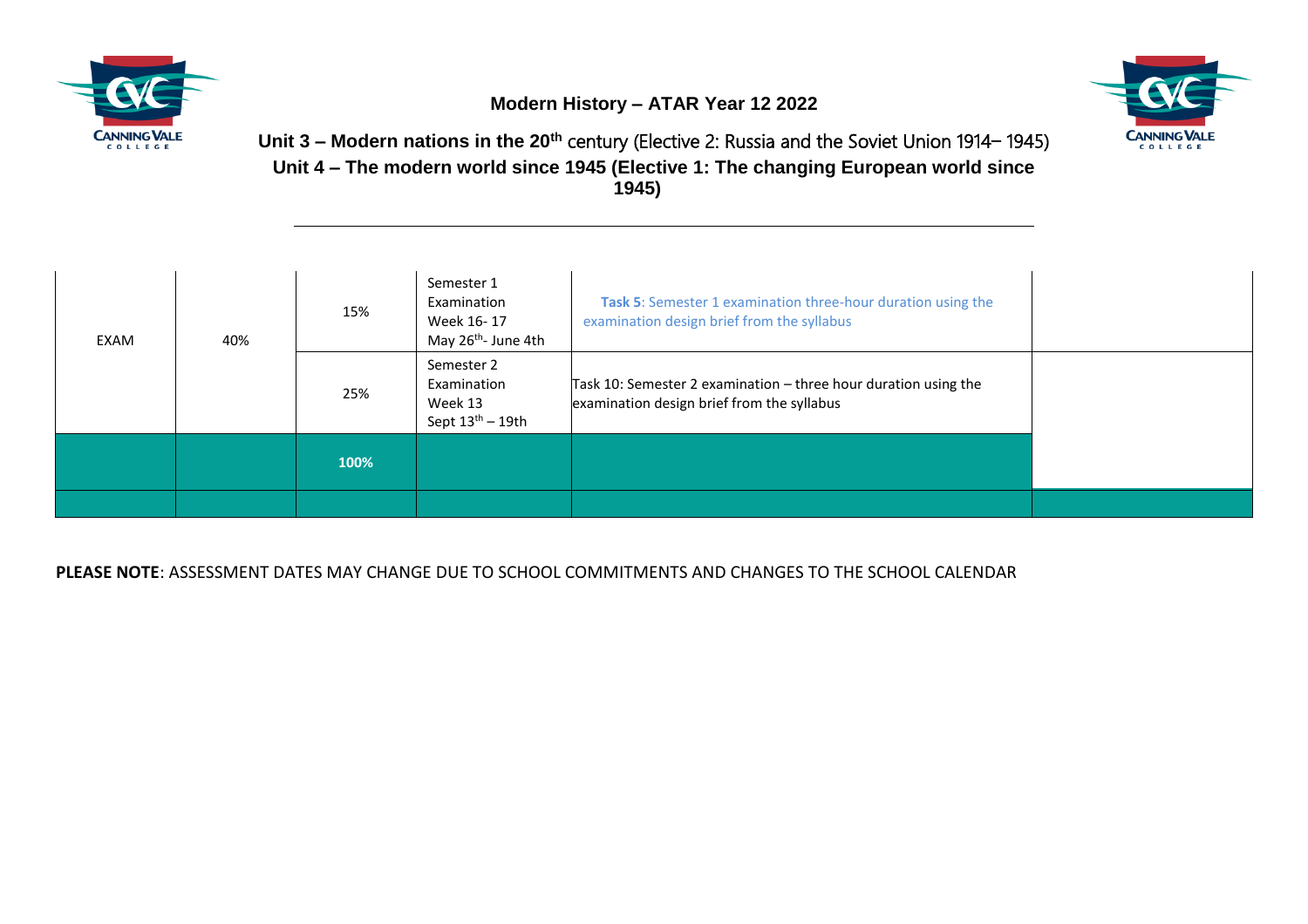**Modern History – ATAR Year 12 2022**

**Unit 3 – Modern nations in the 20th century (Elective 2: Russia and the Soviet Union 1914– 1945)**

**Unit 4 – The modern world since 1945 (Elective 1: The changing European world since 1945)**

| | | | | | |
|---|---|---|---|---|---|
| EXAM | 40% | 15% | Semester 1 Examination Week 16- 17 May 26th- June 4th | **Task 5**: Semester 1 examination three-hour duration using the examination design brief from the syllabus | |
| | | 25% | Semester 2 Examination Week 13 Sept 13th – 19th | Task 10: Semester 2 examination – three hour duration using the examination design brief from the syllabus | |
| | | **100%** | | | |
| | | | | | |

**PLEASE NOTE**: ASSESSMENT DATES MAY CHANGE DUE TO SCHOOL COMMITMENTS AND CHANGES TO THE SCHOOL CALENDAR